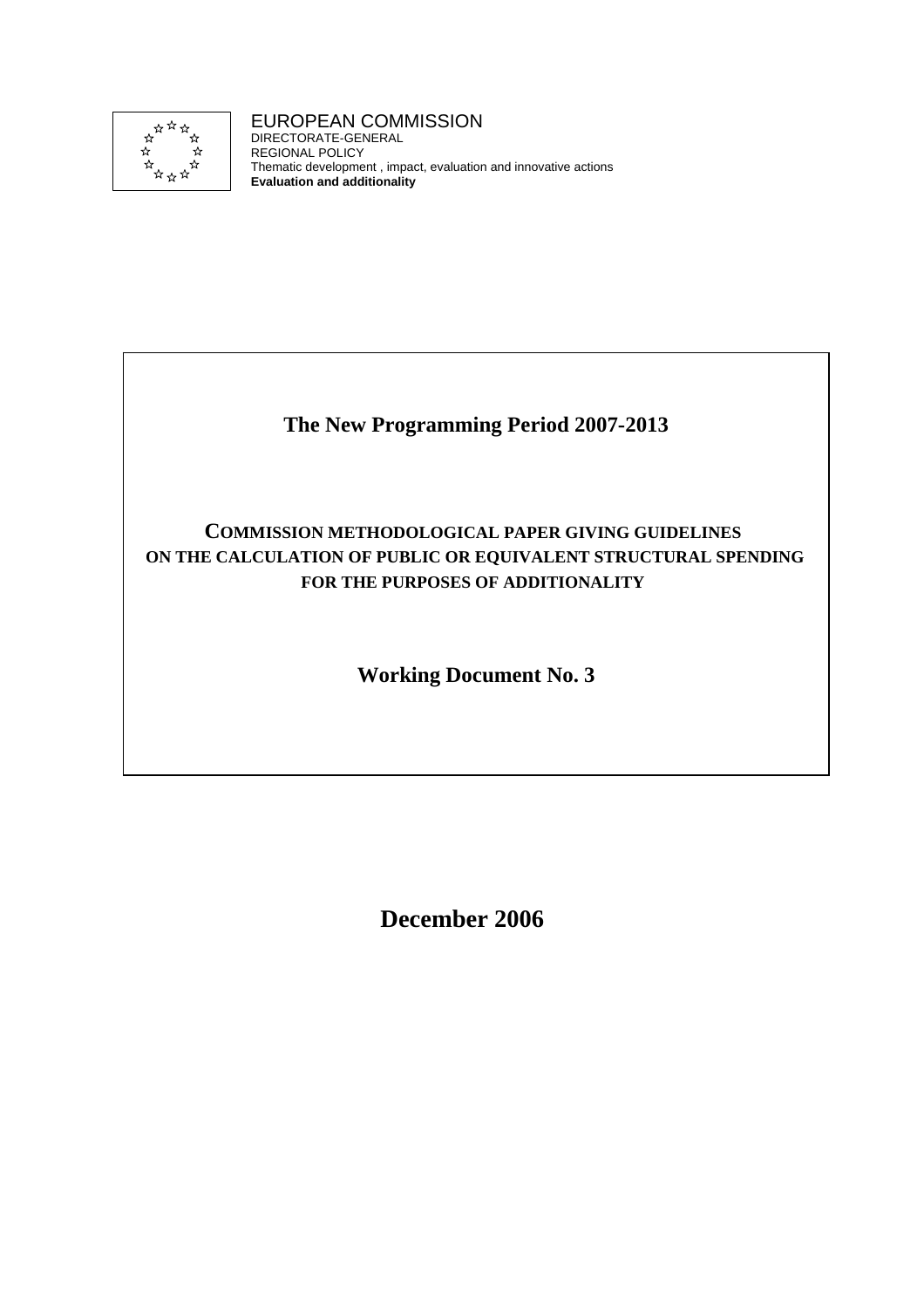EUROPEAN COMMISSION
DIRECTORATE-GENERAL
REGIONAL POLICY
Thematic development , impact, evaluation and innovative actions
**Evaluation and additionality**

# The New Programming Period 2007-2013

## COMMISSION METHODOLOGICAL PAPER GIVING GUIDELINES ON THE CALCULATION OF PUBLIC OR EQUIVALENT STRUCTURAL SPENDING FOR THE PURPOSES OF ADDITIONALITY

## Working Document No. 3

**December 2006**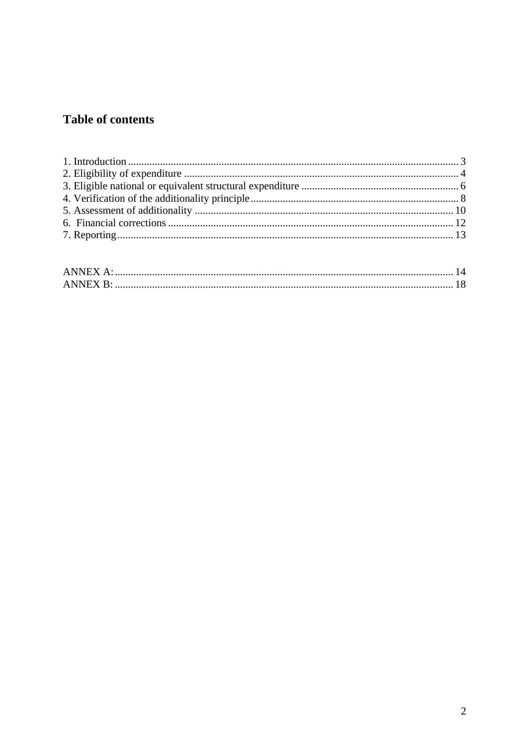## Table of contents

1. Introduction ........................................................................................................................ 3
2. Eligibility of expenditure ..................................................................................................... 4
3. Eligible national or equivalent structural expenditure .......................................................... 6
4. Verification of the additionality principle ............................................................................. 8
5. Assessment of additionality ............................................................................................... 10
6. Financial corrections .......................................................................................................... 12
7. Reporting ............................................................................................................................ 13

ANNEX A: ............................................................................................................................. 14
ANNEX B: ............................................................................................................................. 18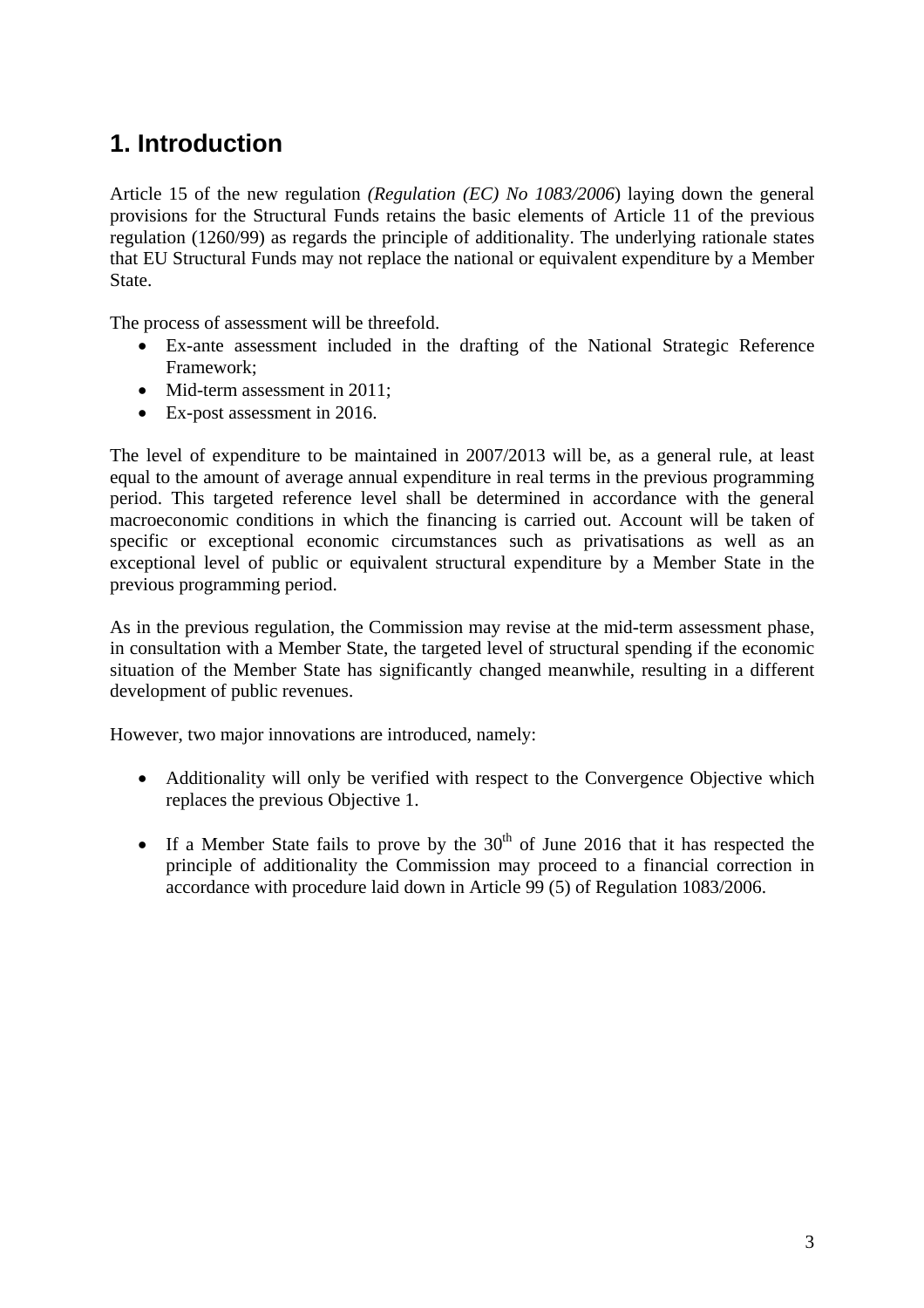# 1. Introduction

Article 15 of the new regulation *(Regulation (EC) No 1083/2006*) laying down the general provisions for the Structural Funds retains the basic elements of Article 11 of the previous regulation (1260/99) as regards the principle of additionality. The underlying rationale states that EU Structural Funds may not replace the national or equivalent expenditure by a Member State.

The process of assessment will be threefold.

- Ex-ante assessment included in the drafting of the National Strategic Reference Framework;
- Mid-term assessment in 2011;
- Ex-post assessment in 2016.

The level of expenditure to be maintained in 2007/2013 will be, as a general rule, at least equal to the amount of average annual expenditure in real terms in the previous programming period. This targeted reference level shall be determined in accordance with the general macroeconomic conditions in which the financing is carried out. Account will be taken of specific or exceptional economic circumstances such as privatisations as well as an exceptional level of public or equivalent structural expenditure by a Member State in the previous programming period.

As in the previous regulation, the Commission may revise at the mid-term assessment phase, in consultation with a Member State, the targeted level of structural spending if the economic situation of the Member State has significantly changed meanwhile, resulting in a different development of public revenues.

However, two major innovations are introduced, namely:

- Additionality will only be verified with respect to the Convergence Objective which replaces the previous Objective 1.
- If a Member State fails to prove by the 30th of June 2016 that it has respected the principle of additionality the Commission may proceed to a financial correction in accordance with procedure laid down in Article 99 (5) of Regulation 1083/2006.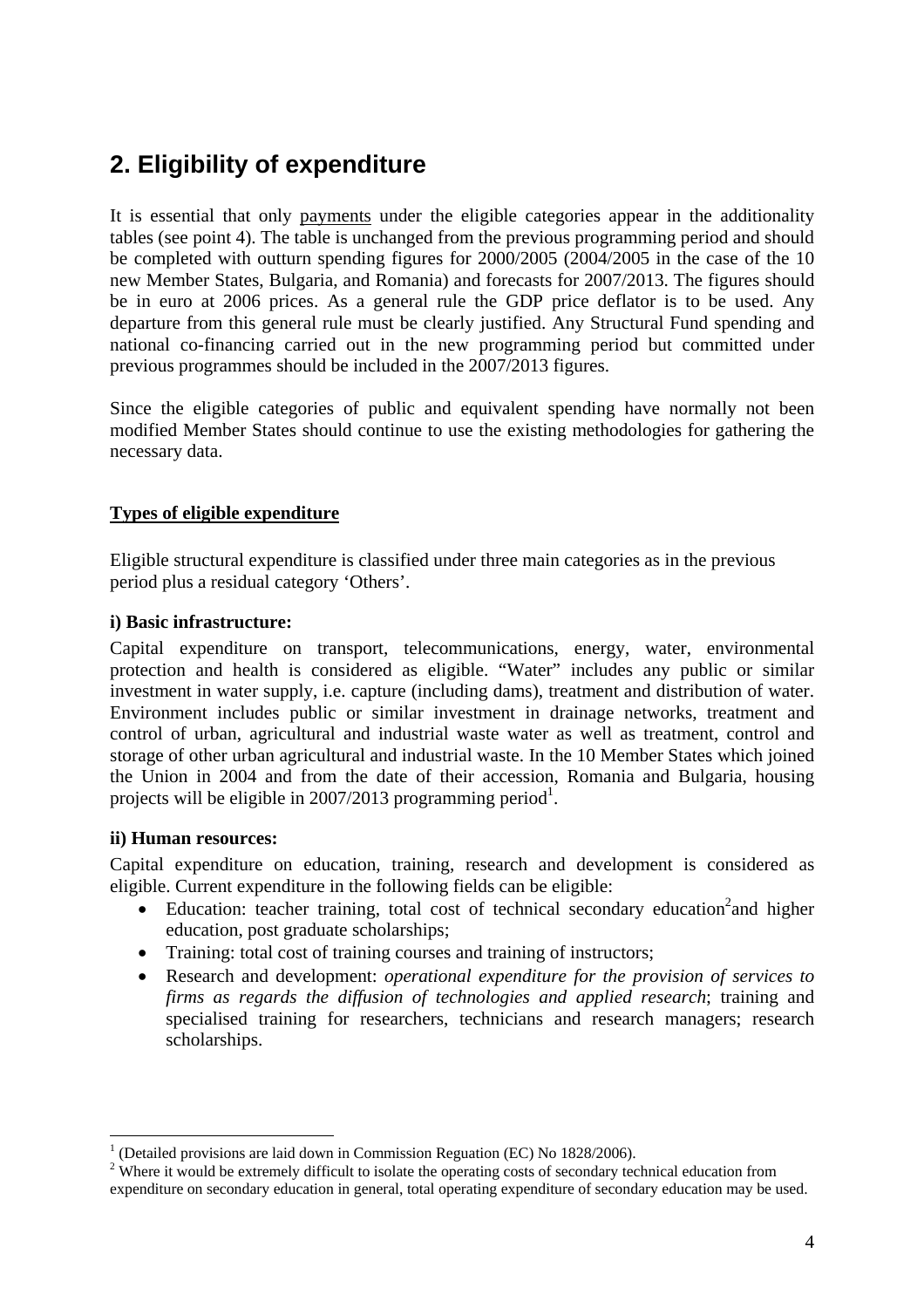## 2. Eligibility of expenditure

It is essential that only payments under the eligible categories appear in the additionality tables (see point 4). The table is unchanged from the previous programming period and should be completed with outturn spending figures for 2000/2005 (2004/2005 in the case of the 10 new Member States, Bulgaria, and Romania) and forecasts for 2007/2013. The figures should be in euro at 2006 prices. As a general rule the GDP price deflator is to be used. Any departure from this general rule must be clearly justified. Any Structural Fund spending and national co-financing carried out in the new programming period but committed under previous programmes should be included in the 2007/2013 figures.

Since the eligible categories of public and equivalent spending have normally not been modified Member States should continue to use the existing methodologies for gathering the necessary data.

**Types of eligible expenditure**

Eligible structural expenditure is classified under three main categories as in the previous period plus a residual category 'Others'.

**i) Basic infrastructure:**

Capital expenditure on transport, telecommunications, energy, water, environmental protection and health is considered as eligible. "Water" includes any public or similar investment in water supply, i.e. capture (including dams), treatment and distribution of water. Environment includes public or similar investment in drainage networks, treatment and control of urban, agricultural and industrial waste water as well as treatment, control and storage of other urban agricultural and industrial waste. In the 10 Member States which joined the Union in 2004 and from the date of their accession, Romania and Bulgaria, housing projects will be eligible in 2007/2013 programming period[1].

**ii) Human resources:**

Capital expenditure on education, training, research and development is considered as eligible. Current expenditure in the following fields can be eligible:

- Education: teacher training, total cost of technical secondary education[2]and higher education, post graduate scholarships;
- Training: total cost of training courses and training of instructors;
- Research and development: *operational expenditure for the provision of services to firms as regards the diffusion of technologies and applied research*; training and specialised training for researchers, technicians and research managers; research scholarships.

[1] (Detailed provisions are laid down in Commission Reguation (EC) No 1828/2006).

[2] Where it would be extremely difficult to isolate the operating costs of secondary technical education from expenditure on secondary education in general, total operating expenditure of secondary education may be used.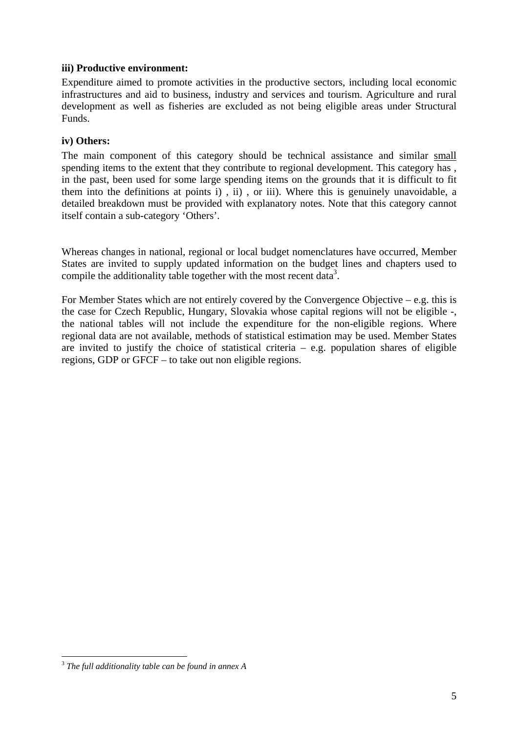**iii) Productive environment:**

Expenditure aimed to promote activities in the productive sectors, including local economic infrastructures and aid to business, industry and services and tourism. Agriculture and rural development as well as fisheries are excluded as not being eligible areas under Structural Funds.

**iv) Others:**

The main component of this category should be technical assistance and similar <u>small</u> spending items to the extent that they contribute to regional development. This category has , in the past, been used for some large spending items on the grounds that it is difficult to fit them into the definitions at points i) , ii) , or iii). Where this is genuinely unavoidable, a detailed breakdown must be provided with explanatory notes. Note that this category cannot itself contain a sub-category 'Others'.

Whereas changes in national, regional or local budget nomenclatures have occurred, Member States are invited to supply updated information on the budget lines and chapters used to compile the additionality table together with the most recent data[3].

For Member States which are not entirely covered by the Convergence Objective – e.g. this is the case for Czech Republic, Hungary, Slovakia whose capital regions will not be eligible -, the national tables will not include the expenditure for the non-eligible regions. Where regional data are not available, methods of statistical estimation may be used. Member States are invited to justify the choice of statistical criteria – e.g. population shares of eligible regions, GDP or GFCF – to take out non eligible regions.

---

[3] *The full additionality table can be found in annex A*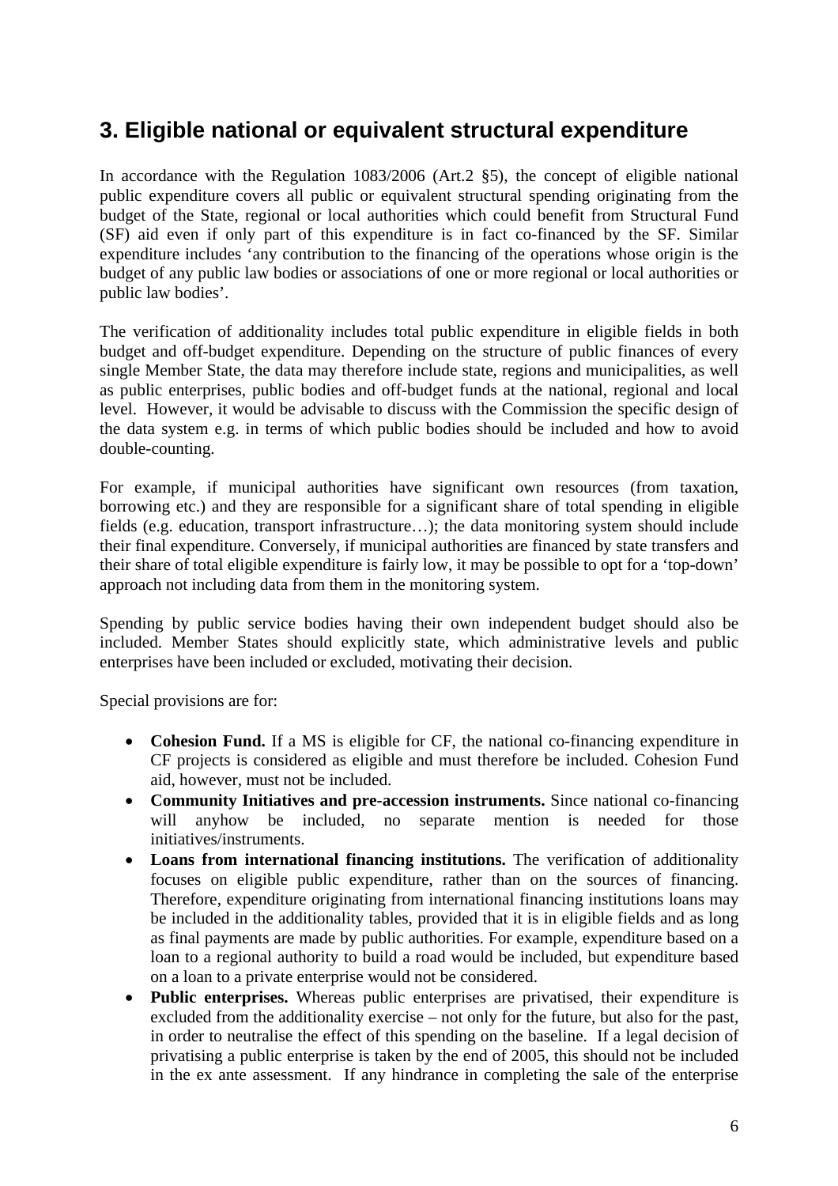## 3. Eligible national or equivalent structural expenditure

In accordance with the Regulation 1083/2006 (Art.2 §5), the concept of eligible national public expenditure covers all public or equivalent structural spending originating from the budget of the State, regional or local authorities which could benefit from Structural Fund (SF) aid even if only part of this expenditure is in fact co-financed by the SF. Similar expenditure includes 'any contribution to the financing of the operations whose origin is the budget of any public law bodies or associations of one or more regional or local authorities or public law bodies'.

The verification of additionality includes total public expenditure in eligible fields in both budget and off-budget expenditure. Depending on the structure of public finances of every single Member State, the data may therefore include state, regions and municipalities, as well as public enterprises, public bodies and off-budget funds at the national, regional and local level. However, it would be advisable to discuss with the Commission the specific design of the data system e.g. in terms of which public bodies should be included and how to avoid double-counting.

For example, if municipal authorities have significant own resources (from taxation, borrowing etc.) and they are responsible for a significant share of total spending in eligible fields (e.g. education, transport infrastructure…); the data monitoring system should include their final expenditure. Conversely, if municipal authorities are financed by state transfers and their share of total eligible expenditure is fairly low, it may be possible to opt for a 'top-down' approach not including data from them in the monitoring system.

Spending by public service bodies having their own independent budget should also be included. Member States should explicitly state, which administrative levels and public enterprises have been included or excluded, motivating their decision.

Special provisions are for:

- **Cohesion Fund.** If a MS is eligible for CF, the national co-financing expenditure in CF projects is considered as eligible and must therefore be included. Cohesion Fund aid, however, must not be included.
- **Community Initiatives and pre-accession instruments.** Since national co-financing will anyhow be included, no separate mention is needed for those initiatives/instruments.
- **Loans from international financing institutions.** The verification of additionality focuses on eligible public expenditure, rather than on the sources of financing. Therefore, expenditure originating from international financing institutions loans may be included in the additionality tables, provided that it is in eligible fields and as long as final payments are made by public authorities. For example, expenditure based on a loan to a regional authority to build a road would be included, but expenditure based on a loan to a private enterprise would not be considered.
- **Public enterprises.** Whereas public enterprises are privatised, their expenditure is excluded from the additionality exercise – not only for the future, but also for the past, in order to neutralise the effect of this spending on the baseline. If a legal decision of privatising a public enterprise is taken by the end of 2005, this should not be included in the ex ante assessment. If any hindrance in completing the sale of the enterprise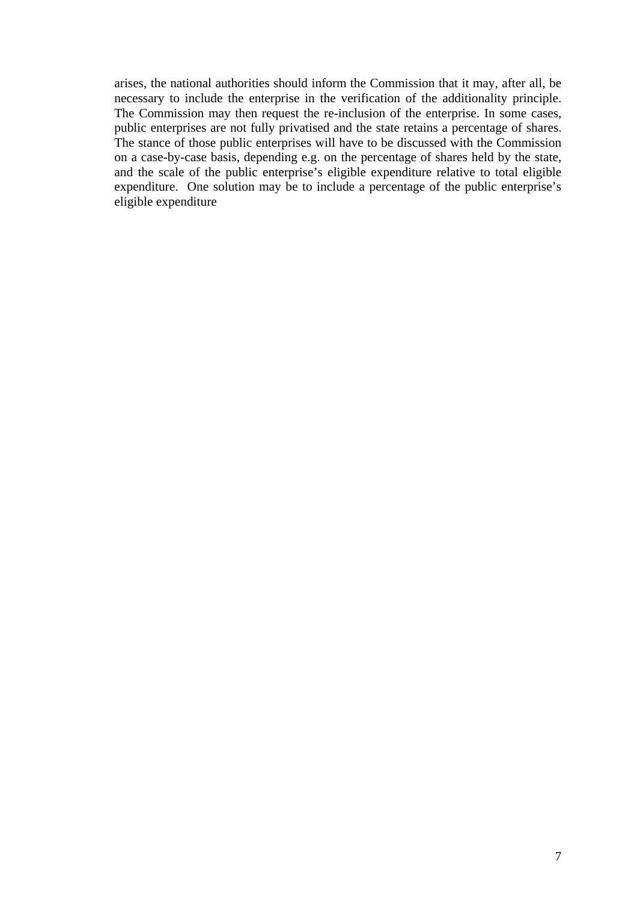arises, the national authorities should inform the Commission that it may, after all, be necessary to include the enterprise in the verification of the additionality principle. The Commission may then request the re-inclusion of the enterprise. In some cases, public enterprises are not fully privatised and the state retains a percentage of shares. The stance of those public enterprises will have to be discussed with the Commission on a case-by-case basis, depending e.g. on the percentage of shares held by the state, and the scale of the public enterprise's eligible expenditure relative to total eligible expenditure. One solution may be to include a percentage of the public enterprise's eligible expenditure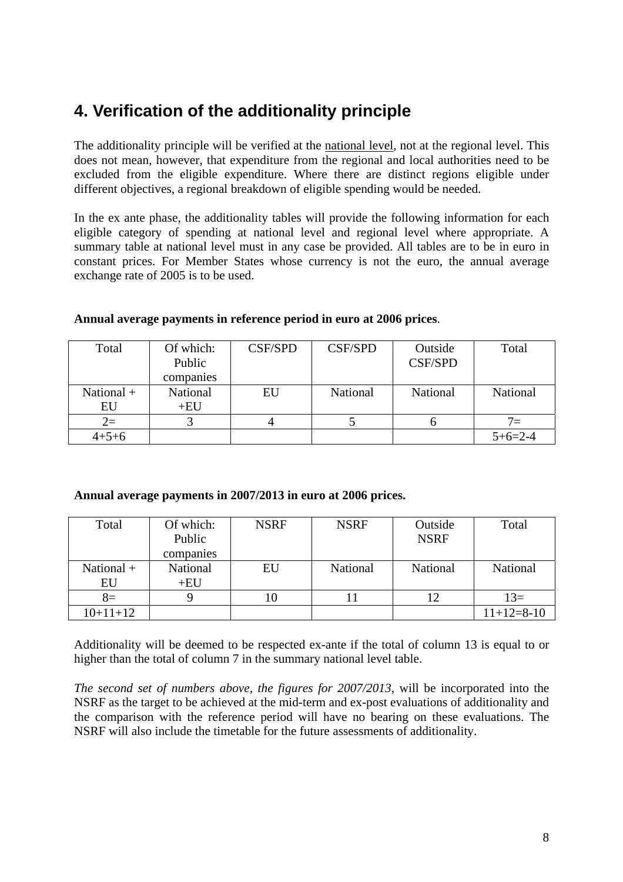## 4. Verification of the additionality principle

The additionality principle will be verified at the national level, not at the regional level. This does not mean, however, that expenditure from the regional and local authorities need to be excluded from the eligible expenditure. Where there are distinct regions eligible under different objectives, a regional breakdown of eligible spending would be needed.

In the ex ante phase, the additionality tables will provide the following information for each eligible category of spending at national level and regional level where appropriate. A summary table at national level must in any case be provided. All tables are to be in euro in constant prices. For Member States whose currency is not the euro, the annual average exchange rate of 2005 is to be used.

**Annual average payments in reference period in euro at 2006 prices**.

| Total | Of which: Public companies | CSF/SPD | CSF/SPD | Outside CSF/SPD | Total |
|---|---|---|---|---|---|
| National + EU | National +EU | EU | National | National | National |
| 2= 4+5+6 | 3 | 4 | 5 | 6 | 7= 5+6=2-4 |

**Annual average payments in 2007/2013 in euro at 2006 prices.**

| Total | Of which: Public companies | NSRF | NSRF | Outside NSRF | Total |
|---|---|---|---|---|---|
| National + EU | National +EU | EU | National | National | National |
| 8= 10+11+12 | 9 | 10 | 11 | 12 | 13= 11+12=8-10 |

Additionality will be deemed to be respected ex-ante if the total of column 13 is equal to or higher than the total of column 7 in the summary national level table.

*The second set of numbers above, the figures for 2007/2013*, will be incorporated into the NSRF as the target to be achieved at the mid-term and ex-post evaluations of additionality and the comparison with the reference period will have no bearing on these evaluations. The NSRF will also include the timetable for the future assessments of additionality.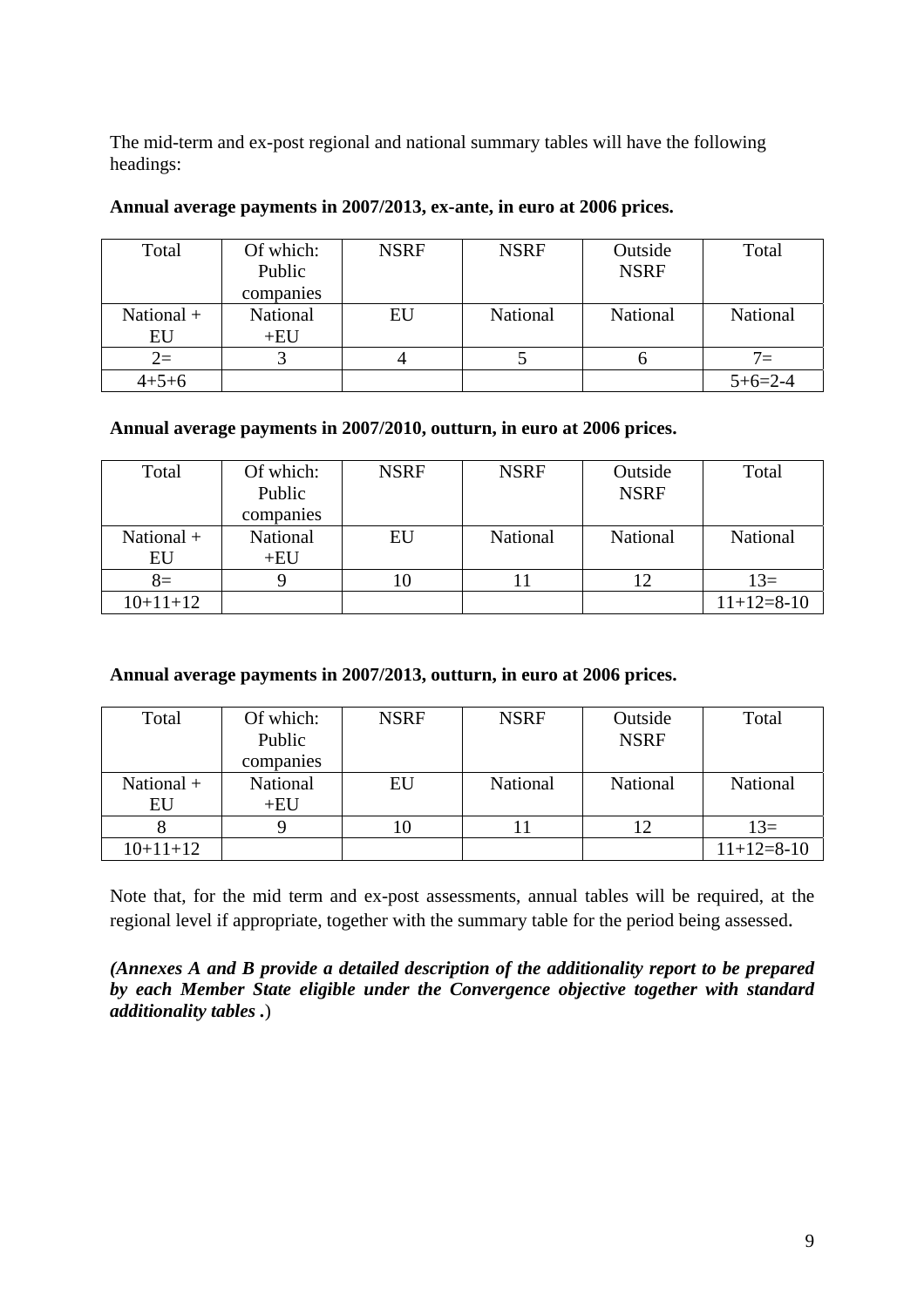The mid-term and ex-post regional and national summary tables will have the following headings:

**Annual average payments in 2007/2013, ex-ante, in euro at 2006 prices.**

| Total | Of which: Public companies | NSRF | NSRF | Outside NSRF | Total |
|---|---|---|---|---|---|
| National + EU | National +EU | EU | National | National | National |
| 2= | 3 | 4 | 5 | 6 | 7= |
| 4+5+6 | | | | | 5+6=2-4 |

**Annual average payments in 2007/2010, outturn, in euro at 2006 prices.**

| Total | Of which: Public companies | NSRF | NSRF | Outside NSRF | Total |
|---|---|---|---|---|---|
| National + EU | National +EU | EU | National | National | National |
| 8= | 9 | 10 | 11 | 12 | 13= |
| 10+11+12 | | | | | 11+12=8-10 |

**Annual average payments in 2007/2013, outturn, in euro at 2006 prices.**

| Total | Of which: Public companies | NSRF | NSRF | Outside NSRF | Total |
|---|---|---|---|---|---|
| National + EU | National +EU | EU | National | National | National |
| 8 | 9 | 10 | 11 | 12 | 13= |
| 10+11+12 | | | | | 11+12=8-10 |

Note that, for the mid term and ex-post assessments, annual tables will be required, at the regional level if appropriate, together with the summary table for the period being assessed.

***(Annexes A and B provide a detailed description of the additionality report to be prepared by each Member State eligible under the Convergence objective together with standard additionality tables .*)**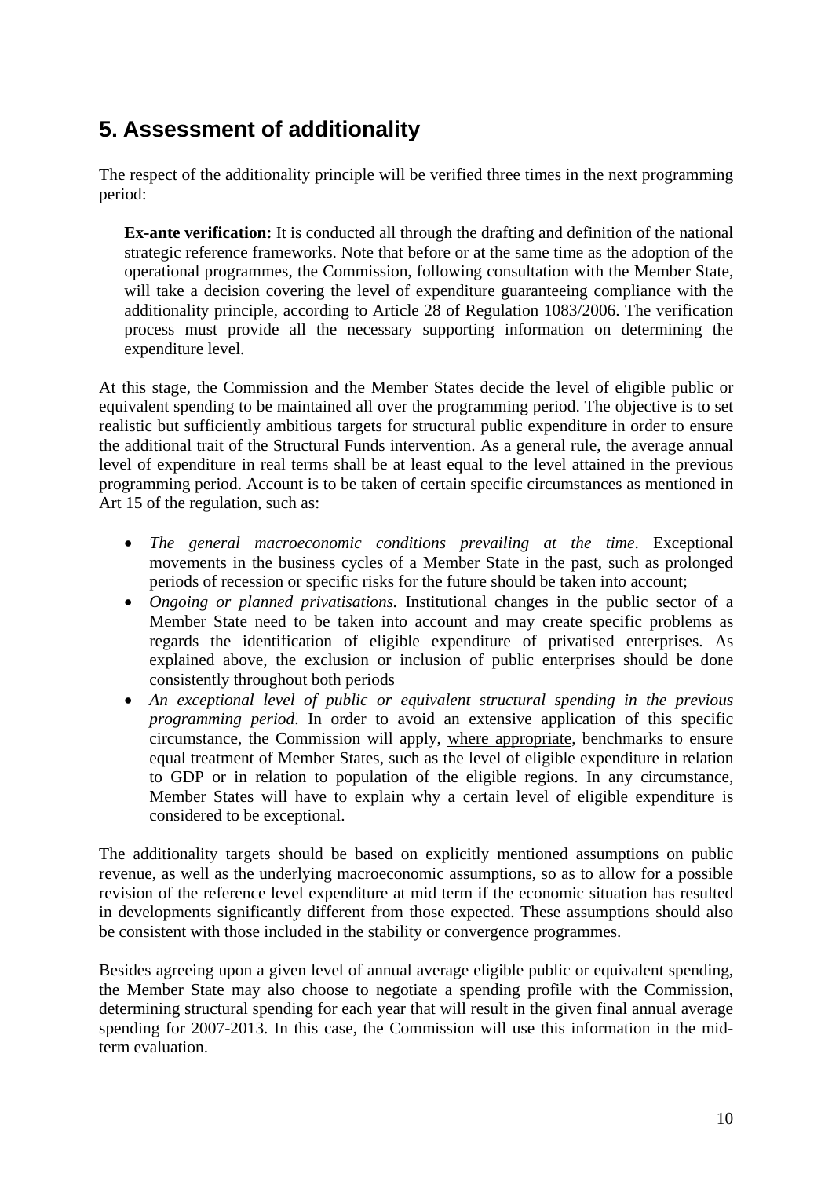## 5. Assessment of additionality

The respect of the additionality principle will be verified three times in the next programming period:

**Ex-ante verification:** It is conducted all through the drafting and definition of the national strategic reference frameworks. Note that before or at the same time as the adoption of the operational programmes, the Commission, following consultation with the Member State, will take a decision covering the level of expenditure guaranteeing compliance with the additionality principle, according to Article 28 of Regulation 1083/2006. The verification process must provide all the necessary supporting information on determining the expenditure level.

At this stage, the Commission and the Member States decide the level of eligible public or equivalent spending to be maintained all over the programming period. The objective is to set realistic but sufficiently ambitious targets for structural public expenditure in order to ensure the additional trait of the Structural Funds intervention. As a general rule, the average annual level of expenditure in real terms shall be at least equal to the level attained in the previous programming period. Account is to be taken of certain specific circumstances as mentioned in Art 15 of the regulation, such as:

- *The general macroeconomic conditions prevailing at the time*. Exceptional movements in the business cycles of a Member State in the past, such as prolonged periods of recession or specific risks for the future should be taken into account;
- *Ongoing or planned privatisations.* Institutional changes in the public sector of a Member State need to be taken into account and may create specific problems as regards the identification of eligible expenditure of privatised enterprises. As explained above, the exclusion or inclusion of public enterprises should be done consistently throughout both periods
- *An exceptional level of public or equivalent structural spending in the previous programming period*. In order to avoid an extensive application of this specific circumstance, the Commission will apply, where appropriate, benchmarks to ensure equal treatment of Member States, such as the level of eligible expenditure in relation to GDP or in relation to population of the eligible regions. In any circumstance, Member States will have to explain why a certain level of eligible expenditure is considered to be exceptional.

The additionality targets should be based on explicitly mentioned assumptions on public revenue, as well as the underlying macroeconomic assumptions, so as to allow for a possible revision of the reference level expenditure at mid term if the economic situation has resulted in developments significantly different from those expected. These assumptions should also be consistent with those included in the stability or convergence programmes.

Besides agreeing upon a given level of annual average eligible public or equivalent spending, the Member State may also choose to negotiate a spending profile with the Commission, determining structural spending for each year that will result in the given final annual average spending for 2007-2013. In this case, the Commission will use this information in the mid-term evaluation.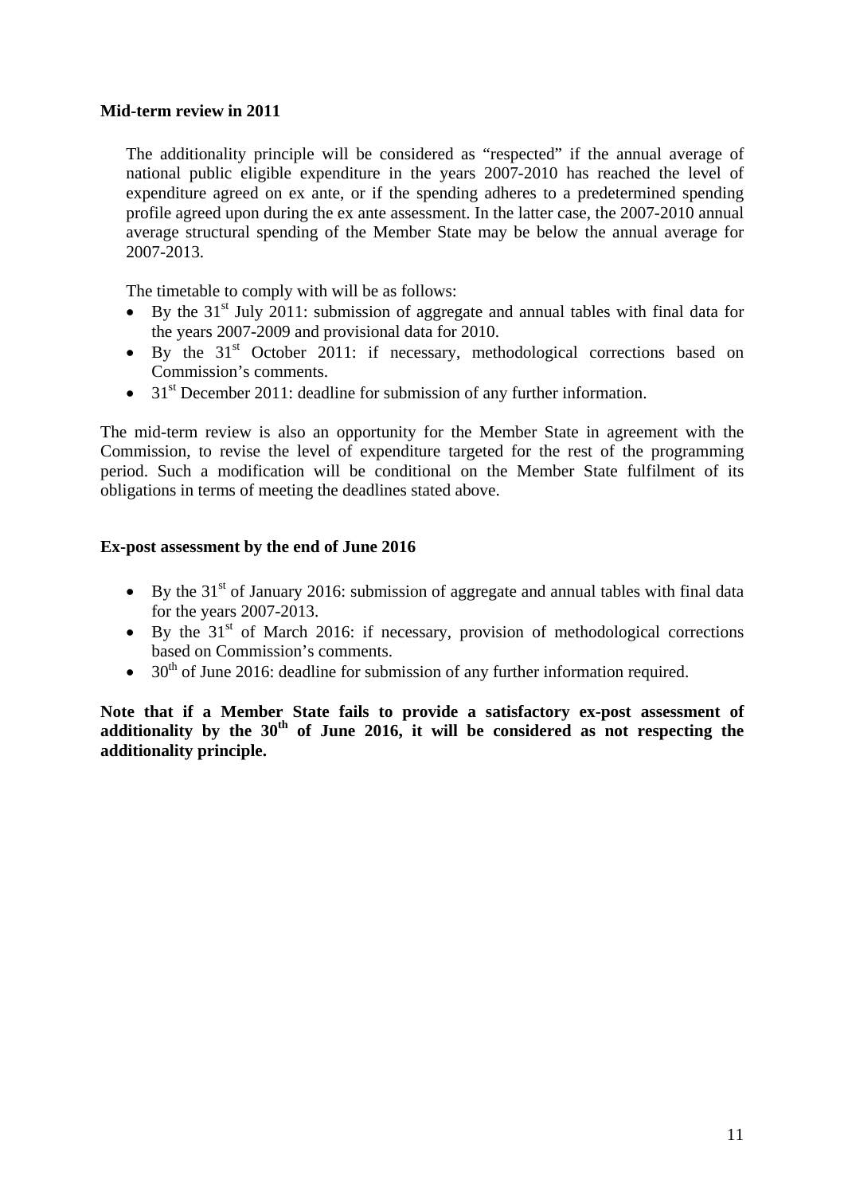**Mid-term review in 2011**

The additionality principle will be considered as "respected" if the annual average of national public eligible expenditure in the years 2007-2010 has reached the level of expenditure agreed on ex ante, or if the spending adheres to a predetermined spending profile agreed upon during the ex ante assessment. In the latter case, the 2007-2010 annual average structural spending of the Member State may be below the annual average for 2007-2013.

The timetable to comply with will be as follows:

- By the 31st July 2011: submission of aggregate and annual tables with final data for the years 2007-2009 and provisional data for 2010.
- By the 31st October 2011: if necessary, methodological corrections based on Commission's comments.
- 31st December 2011: deadline for submission of any further information.

The mid-term review is also an opportunity for the Member State in agreement with the Commission, to revise the level of expenditure targeted for the rest of the programming period. Such a modification will be conditional on the Member State fulfilment of its obligations in terms of meeting the deadlines stated above.

**Ex-post assessment by the end of June 2016**

- By the 31st of January 2016: submission of aggregate and annual tables with final data for the years 2007-2013.
- By the 31st of March 2016: if necessary, provision of methodological corrections based on Commission's comments.
- 30th of June 2016: deadline for submission of any further information required.

**Note that if a Member State fails to provide a satisfactory ex-post assessment of additionality by the 30th of June 2016, it will be considered as not respecting the additionality principle.**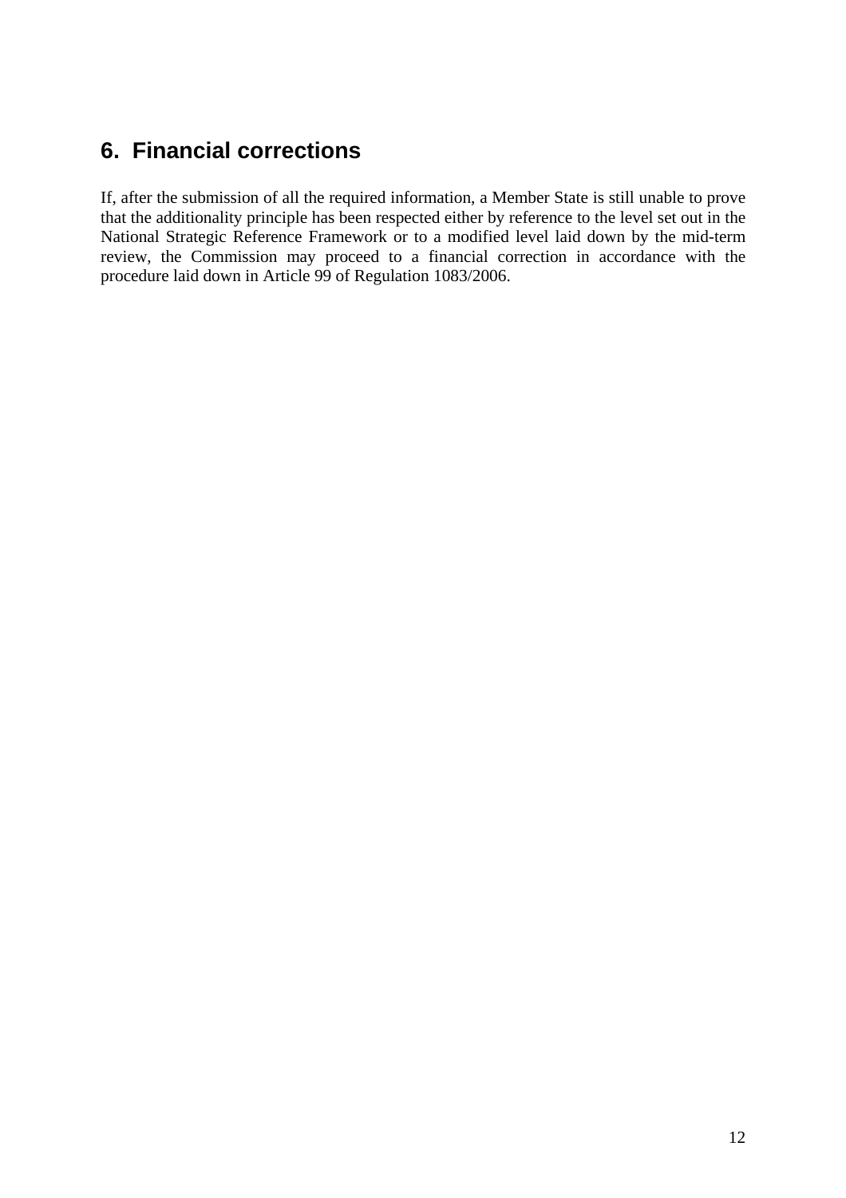## 6. Financial corrections

If, after the submission of all the required information, a Member State is still unable to prove that the additionality principle has been respected either by reference to the level set out in the National Strategic Reference Framework or to a modified level laid down by the mid-term review, the Commission may proceed to a financial correction in accordance with the procedure laid down in Article 99 of Regulation 1083/2006.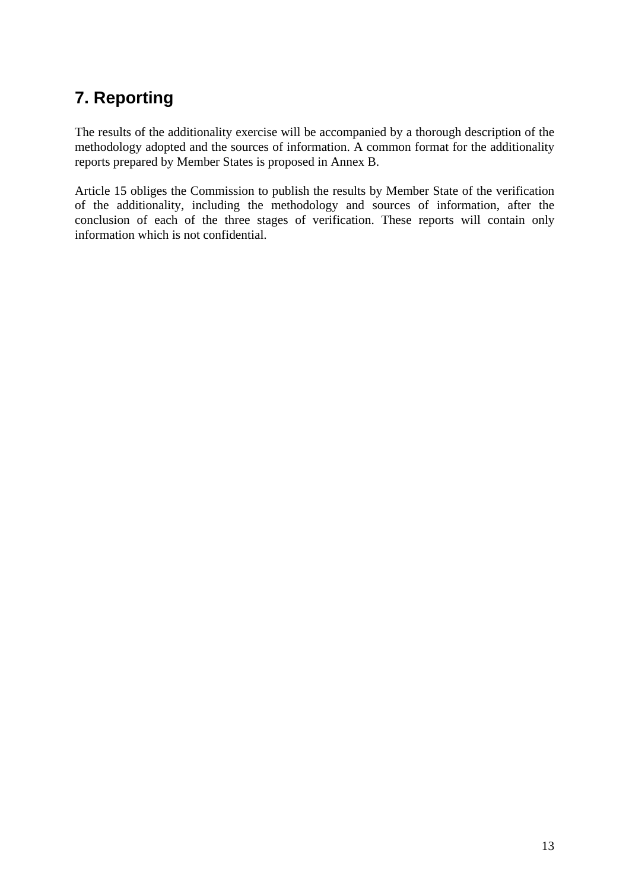## 7. Reporting

The results of the additionality exercise will be accompanied by a thorough description of the methodology adopted and the sources of information. A common format for the additionality reports prepared by Member States is proposed in Annex B.

Article 15 obliges the Commission to publish the results by Member State of the verification of the additionality, including the methodology and sources of information, after the conclusion of each of the three stages of verification. These reports will contain only information which is not confidential.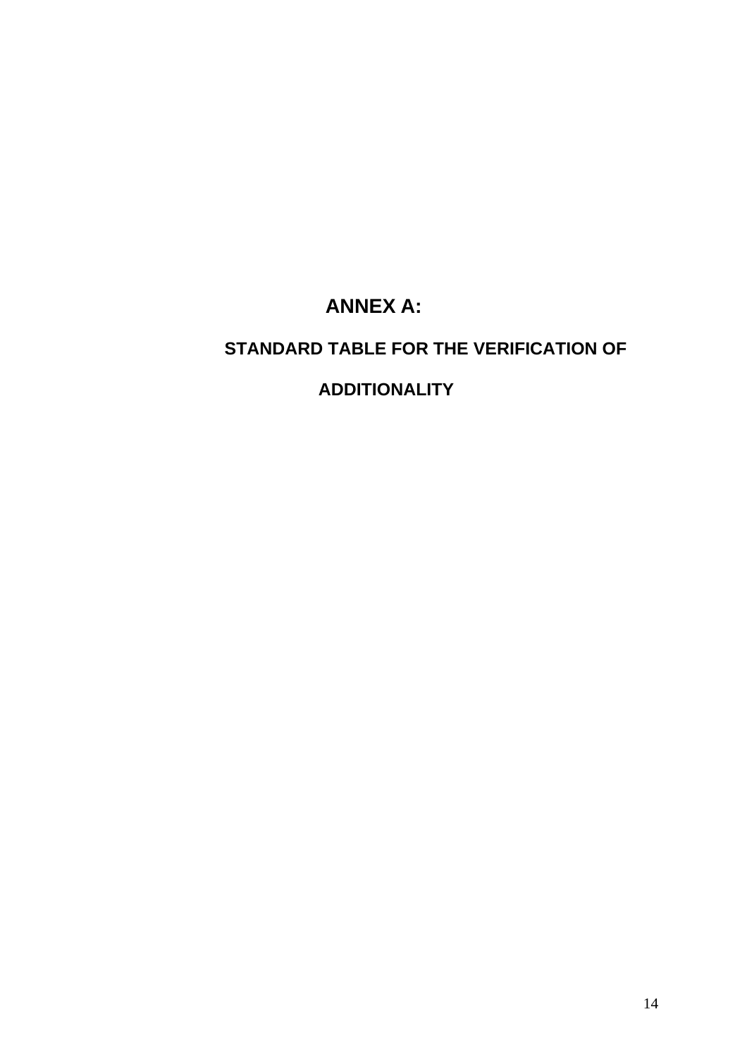# ANNEX A:

## STANDARD TABLE FOR THE VERIFICATION OF ADDITIONALITY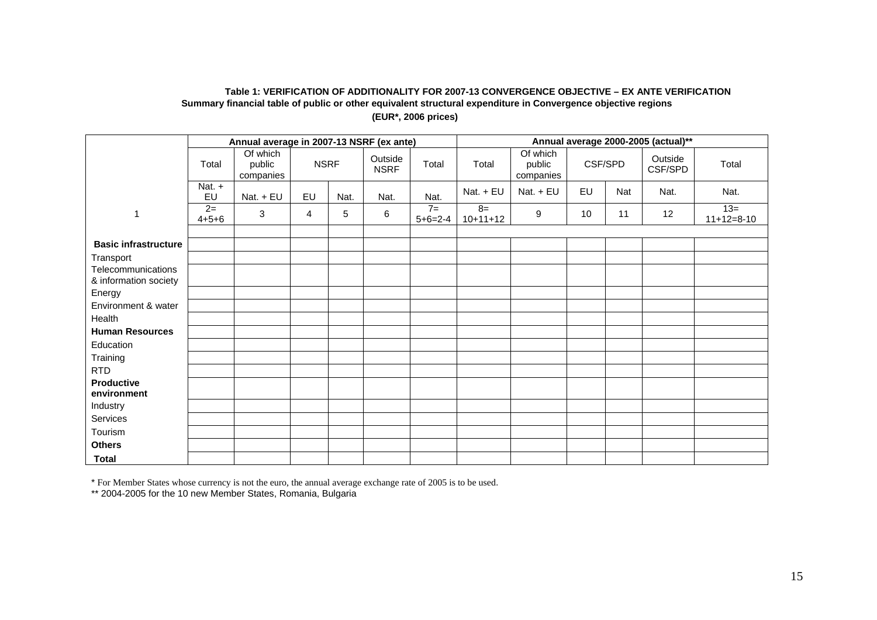**Table 1: VERIFICATION OF ADDITIONALITY FOR 2007-13 CONVERGENCE OBJECTIVE – EX ANTE VERIFICATION**

**Summary financial table of public or other equivalent structural expenditure in Convergence objective regions**

**(EUR*, 2006 prices)**

| | Annual average in 2007-13 NSRF (ex ante) | | | | | | Annual average 2000-2005 (actual)** | | | | | |
|---|---|---|---|---|---|---|---|---|---|---|---|---|
| | Total | Of which public companies | NSRF | | Outside NSRF | Total | Total | Of which public companies | CSF/SPD | | Outside CSF/SPD | Total |
| | Nat. + EU | Nat. + EU | EU | Nat. | Nat. | Nat. | Nat. + EU | Nat. + EU | EU | Nat | Nat. | Nat. |
| 1 | 2= 4+5+6 | 3 | 4 | 5 | 6 | 7= 5+6=2-4 | 8= 10+11+12 | 9 | 10 | 11 | 12 | 13= 11+12=8-10 |
| | | | | | | | | | | | | |
| **Basic infrastructure** | | | | | | | | | | | | |
| Transport | | | | | | | | | | | | |
| Telecommunications & information society | | | | | | | | | | | | |
| Energy | | | | | | | | | | | | |
| Environment & water | | | | | | | | | | | | |
| Health | | | | | | | | | | | | |
| **Human Resources** | | | | | | | | | | | | |
| Education | | | | | | | | | | | | |
| Training | | | | | | | | | | | | |
| RTD | | | | | | | | | | | | |
| **Productive environment** | | | | | | | | | | | | |
| Industry | | | | | | | | | | | | |
| Services | | | | | | | | | | | | |
| Tourism | | | | | | | | | | | | |
| **Others** | | | | | | | | | | | | |
| **Total** | | | | | | | | | | | | |

* For Member States whose currency is not the euro, the annual average exchange rate of 2005 is to be used.

** 2004-2005 for the 10 new Member States, Romania, Bulgaria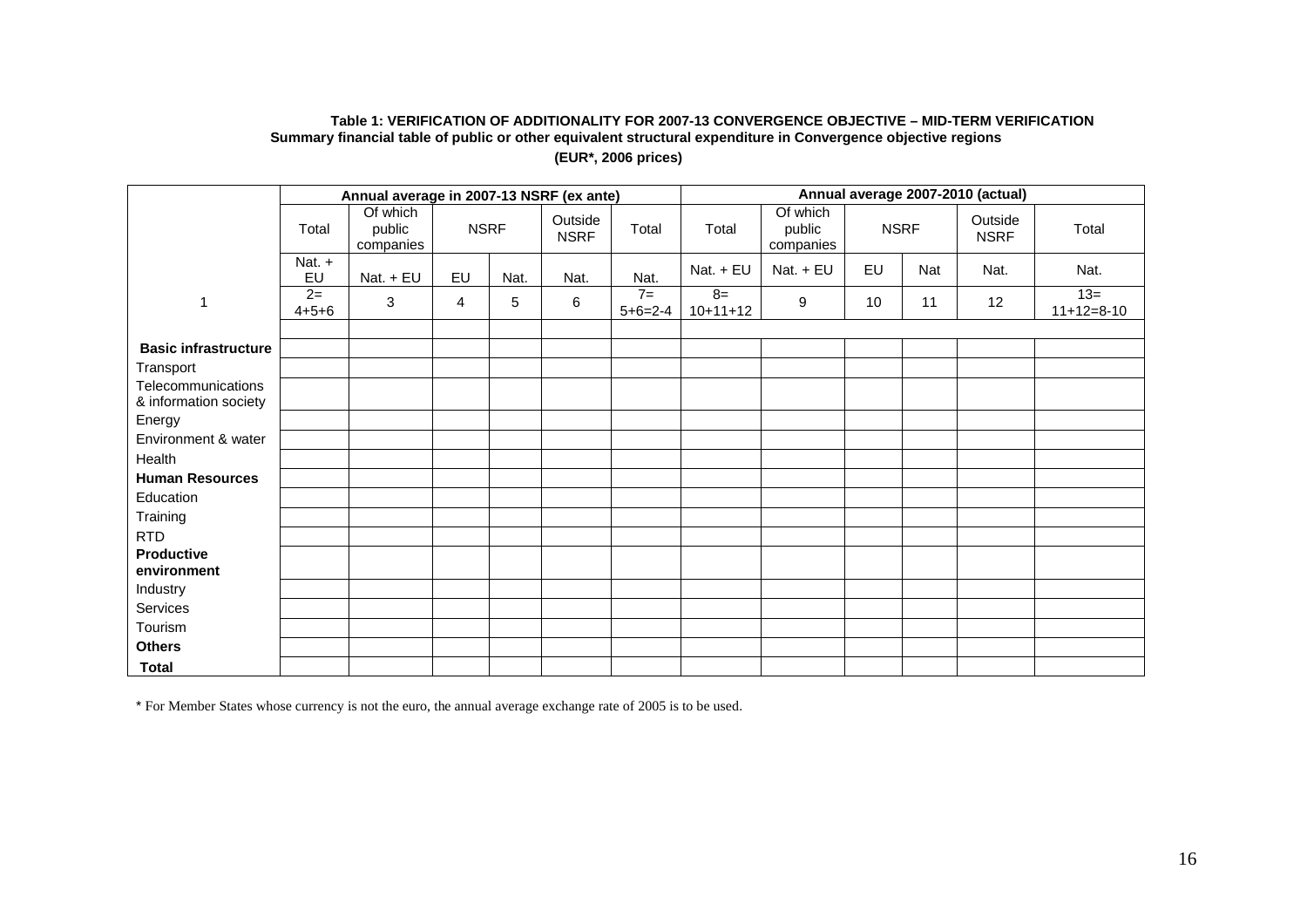**Table 1: VERIFICATION OF ADDITIONALITY FOR 2007-13 CONVERGENCE OBJECTIVE – MID-TERM VERIFICATION**

**Summary financial table of public or other equivalent structural expenditure in Convergence objective regions**

**(EUR*, 2006 prices)**

| | **Annual average in 2007-13 NSRF (ex ante)** | | | | | | **Annual average 2007-2010 (actual)** | | | | | |
|---|---|---|---|---|---|---|---|---|---|---|---|---|
| | Total | Of which public companies | NSRF | | Outside NSRF | Total | Total | Of which public companies | NSRF | | Outside NSRF | Total |
| | Nat. + EU | Nat. + EU | EU | Nat. | Nat. | Nat. | Nat. + EU | Nat. + EU | EU | Nat | Nat. | Nat. |
| 1 | 2= 4+5+6 | 3 | 4 | 5 | 6 | 7= 5+6=2-4 | 8= 10+11+12 | 9 | 10 | 11 | 12 | 13= 11+12=8-10 |
| | | | | | | | | | | | | |
| **Basic infrastructure** | | | | | | | | | | | | |
| Transport | | | | | | | | | | | | |
| Telecommunications & information society | | | | | | | | | | | | |
| Energy | | | | | | | | | | | | |
| Environment & water | | | | | | | | | | | | |
| Health | | | | | | | | | | | | |
| **Human Resources** | | | | | | | | | | | | |
| Education | | | | | | | | | | | | |
| Training | | | | | | | | | | | | |
| RTD | | | | | | | | | | | | |
| **Productive environment** | | | | | | | | | | | | |
| Industry | | | | | | | | | | | | |
| Services | | | | | | | | | | | | |
| Tourism | | | | | | | | | | | | |
| **Others** | | | | | | | | | | | | |
| **Total** | | | | | | | | | | | | |

* For Member States whose currency is not the euro, the annual average exchange rate of 2005 is to be used.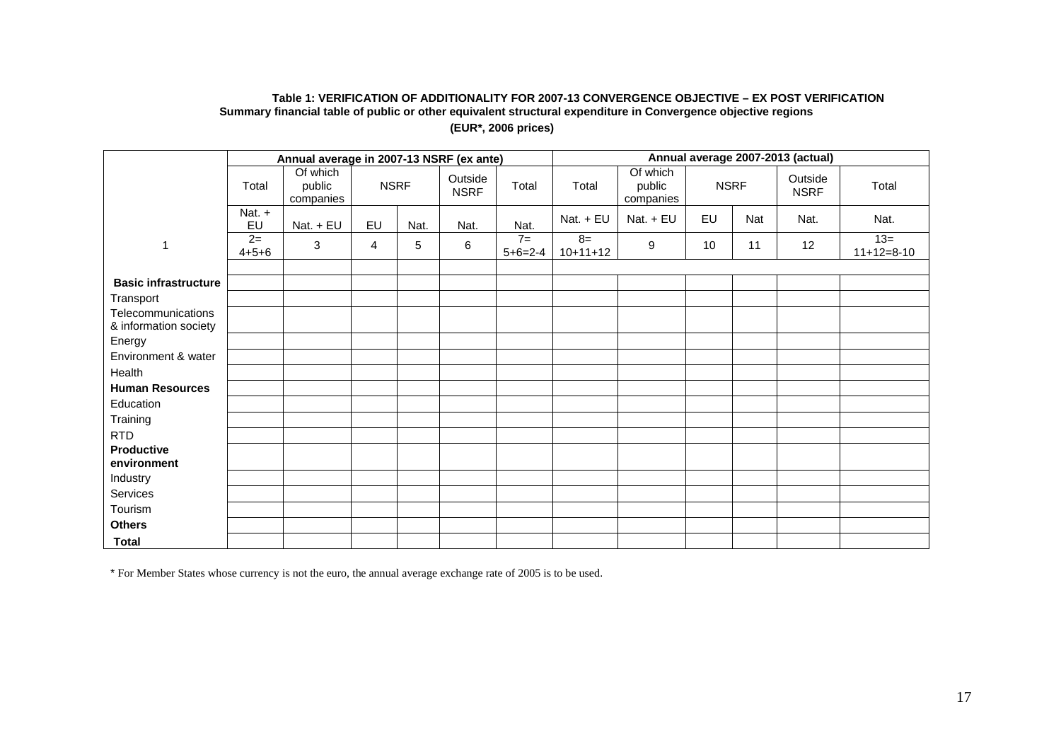**Table 1: VERIFICATION OF ADDITIONALITY FOR 2007-13 CONVERGENCE OBJECTIVE – EX POST VERIFICATION**

**Summary financial table of public or other equivalent structural expenditure in Convergence objective regions**

**(EUR*, 2006 prices)**

| | Annual average in 2007-13 NSRF (ex ante) | | | | | | Annual average 2007-2013 (actual) | | | | | |
|---|---|---|---|---|---|---|---|---|---|---|---|---|
| | Total | Of which public companies | NSRF | | Outside NSRF | Total | Total | Of which public companies | NSRF | | Outside NSRF | Total |
| | Nat. + EU | Nat. + EU | EU | Nat. | Nat. | Nat. | Nat. + EU | Nat. + EU | EU | Nat | Nat. | Nat. |
| 1 | 2= 4+5+6 | 3 | 4 | 5 | 6 | 7= 5+6=2-4 | 8= 10+11+12 | 9 | 10 | 11 | 12 | 13= 11+12=8-10 |
| | | | | | | | | | | | | |
| **Basic infrastructure** | | | | | | | | | | | | |
| Transport | | | | | | | | | | | | |
| Telecommunications & information society | | | | | | | | | | | | |
| Energy | | | | | | | | | | | | |
| Environment & water | | | | | | | | | | | | |
| Health | | | | | | | | | | | | |
| **Human Resources** | | | | | | | | | | | | |
| Education | | | | | | | | | | | | |
| Training | | | | | | | | | | | | |
| RTD | | | | | | | | | | | | |
| **Productive environment** | | | | | | | | | | | | |
| Industry | | | | | | | | | | | | |
| Services | | | | | | | | | | | | |
| Tourism | | | | | | | | | | | | |
| **Others** | | | | | | | | | | | | |
| **Total** | | | | | | | | | | | | |

\* For Member States whose currency is not the euro, the annual average exchange rate of 2005 is to be used.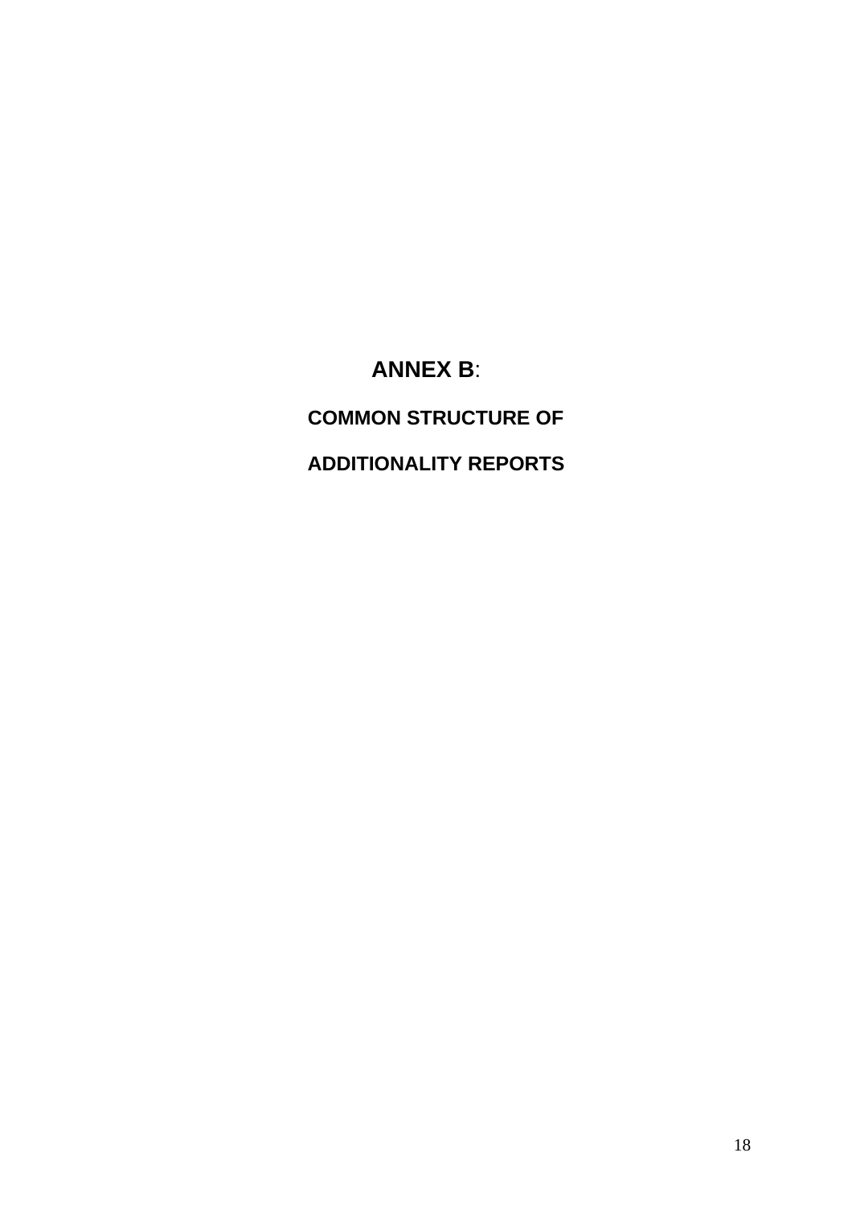# **ANNEX B**:

## COMMON STRUCTURE OF

## ADDITIONALITY REPORTS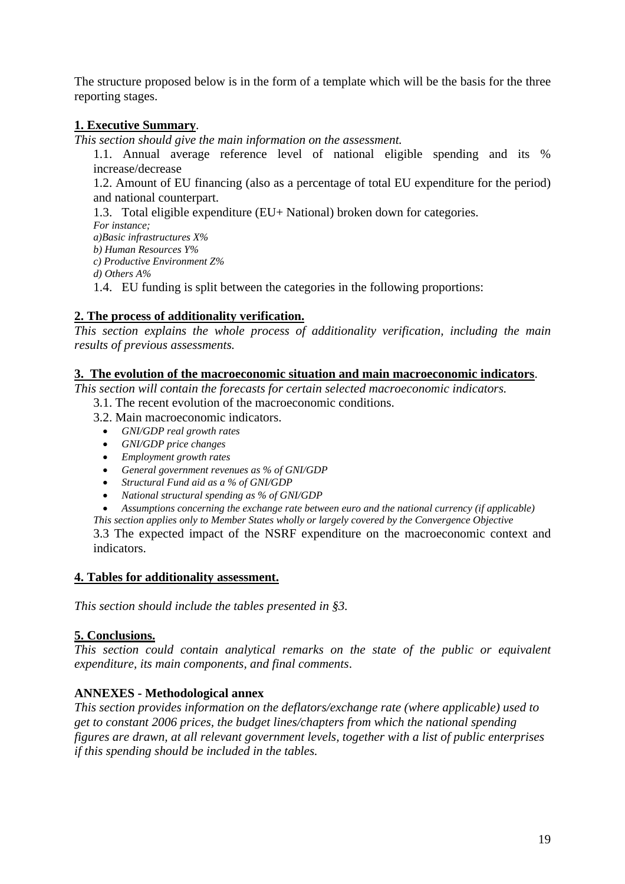The structure proposed below is in the form of a template which will be the basis for the three reporting stages.

## 1. Executive Summary.

*This section should give the main information on the assessment.*

1.1. Annual average reference level of national eligible spending and its % increase/decrease

1.2. Amount of EU financing (also as a percentage of total EU expenditure for the period) and national counterpart.

1.3. Total eligible expenditure (EU+ National) broken down for categories.

*For instance;*
*a)Basic infrastructures X%*
*b) Human Resources Y%*
*c) Productive Environment Z%*
*d) Others A%*

1.4. EU funding is split between the categories in the following proportions:

## 2. The process of additionality verification.

*This section explains the whole process of additionality verification, including the main results of previous assessments.*

## 3. The evolution of the macroeconomic situation and main macroeconomic indicators.

*This section will contain the forecasts for certain selected macroeconomic indicators.*

3.1. The recent evolution of the macroeconomic conditions.

3.2. Main macroeconomic indicators.

- *GNI/GDP real growth rates*
- *GNI/GDP price changes*
- *Employment growth rates*
- *General government revenues as % of GNI/GDP*
- *Structural Fund aid as a % of GNI/GDP*
- *National structural spending as % of GNI/GDP*
- *Assumptions concerning the exchange rate between euro and the national currency (if applicable)*

*This section applies only to Member States wholly or largely covered by the Convergence Objective*

3.3 The expected impact of the NSRF expenditure on the macroeconomic context and indicators.

## 4. Tables for additionality assessment.

*This section should include the tables presented in §3.*

## 5. Conclusions.

*This section could contain analytical remarks on the state of the public or equivalent expenditure, its main components, and final comments.*

## ANNEXES - Methodological annex

*This section provides information on the deflators/exchange rate (where applicable) used to get to constant 2006 prices, the budget lines/chapters from which the national spending figures are drawn, at all relevant government levels, together with a list of public enterprises if this spending should be included in the tables.*